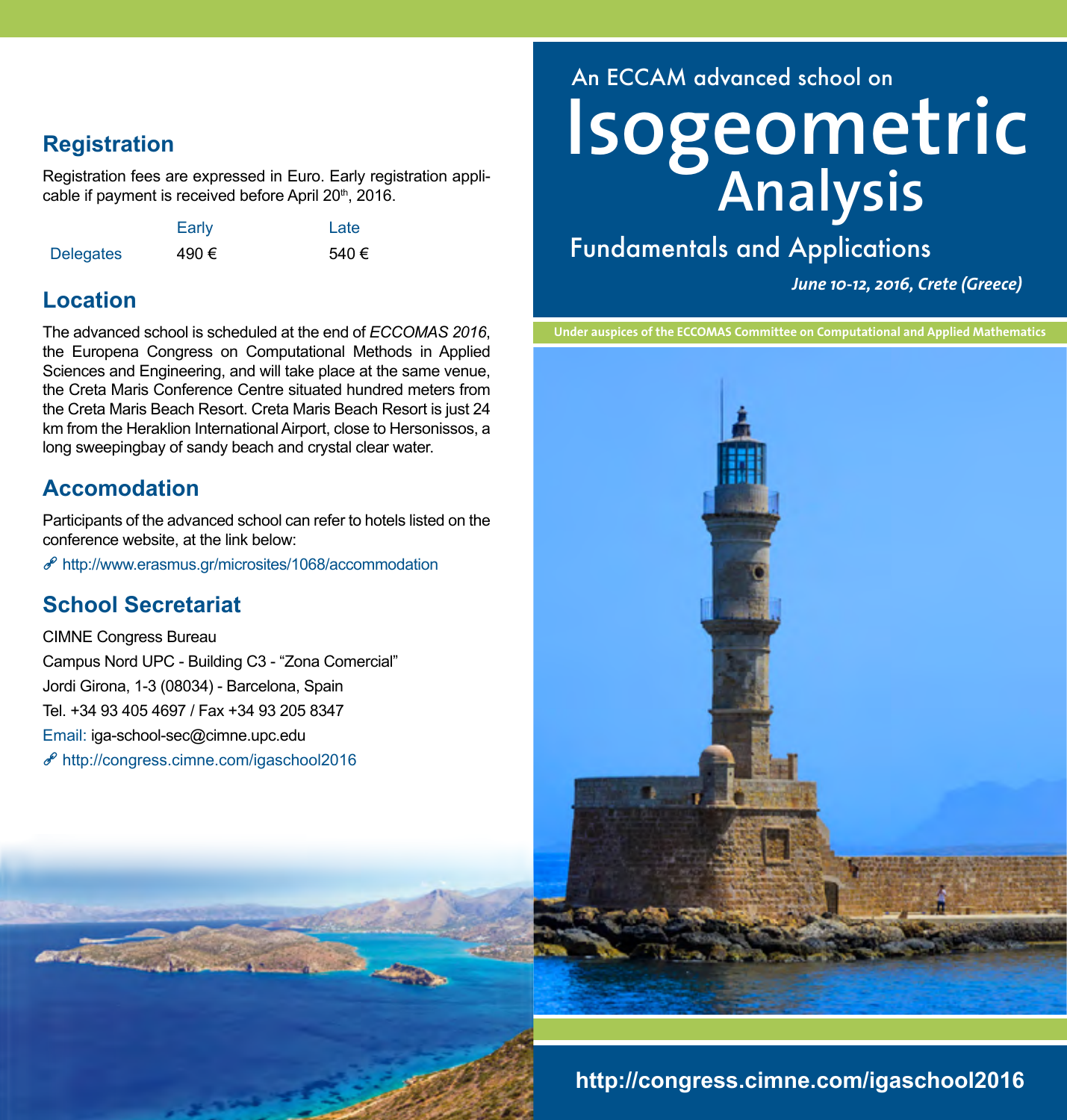An ECCAM advanced school on

# Isogeometric Analysis

## Fundamentals and Applications

*June 10-12, 2016, Crete (Greece)*

**Under auspices of the ECCOMAS Committee on Computational and Applied Mathematics**

## Registration

Registration fees are expressed in Euro. Early registration applicable if payment is received before April 20th, 2016.

| | Early | Late |
|---|---|---|
| Delegates | 490 € | 540 € |

## Location

The advanced school is scheduled at the end of *ECCOMAS 2016*, the Europena Congress on Computational Methods in Applied Sciences and Engineering, and will take place at the same venue, the Creta Maris Conference Centre situated hundred meters from the Creta Maris Beach Resort. Creta Maris Beach Resort is just 24 km from the Heraklion International Airport, close to Hersonissos, a long sweepingbay of sandy beach and crystal clear water.

## Accomodation

Participants of the advanced school can refer to hotels listed on the conference website, at the link below:

http://www.erasmus.gr/microsites/1068/accommodation

## School Secretariat

CIMNE Congress Bureau
Campus Nord UPC - Building C3 - "Zona Comercial"
Jordi Girona, 1-3 (08034) - Barcelona, Spain
Tel. +34 93 405 4697 / Fax +34 93 205 8347
Email: iga-school-sec@cimne.upc.edu
http://congress.cimne.com/igaschool2016

**http://congress.cimne.com/igaschool2016**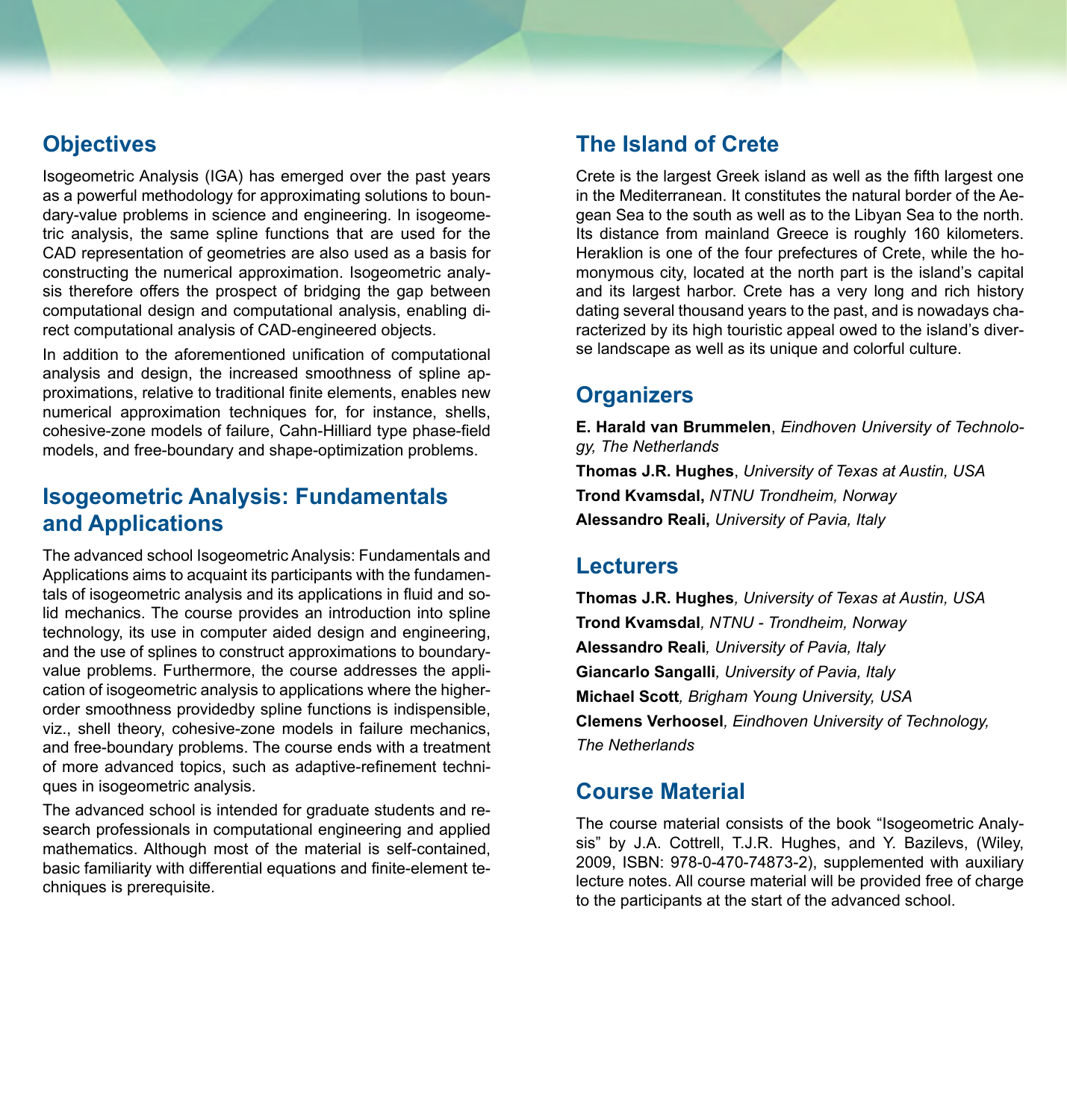## Objectives

Isogeometric Analysis (IGA) has emerged over the past years as a powerful methodology for approximating solutions to boundary-value problems in science and engineering. In isogeometric analysis, the same spline functions that are used for the CAD representation of geometries are also used as a basis for constructing the numerical approximation. Isogeometric analysis therefore offers the prospect of bridging the gap between computational design and computational analysis, enabling direct computational analysis of CAD-engineered objects.

In addition to the aforementioned unification of computational analysis and design, the increased smoothness of spline approximations, relative to traditional finite elements, enables new numerical approximation techniques for, for instance, shells, cohesive-zone models of failure, Cahn-Hilliard type phase-field models, and free-boundary and shape-optimization problems.

## Isogeometric Analysis: Fundamentals and Applications

The advanced school Isogeometric Analysis: Fundamentals and Applications aims to acquaint its participants with the fundamentals of isogeometric analysis and its applications in fluid and solid mechanics. The course provides an introduction into spline technology, its use in computer aided design and engineering, and the use of splines to construct approximations to boundary-value problems. Furthermore, the course addresses the application of isogeometric analysis to applications where the higher-order smoothness providedby spline functions is indispensible, viz., shell theory, cohesive-zone models in failure mechanics, and free-boundary problems. The course ends with a treatment of more advanced topics, such as adaptive-refinement techniques in isogeometric analysis.

The advanced school is intended for graduate students and research professionals in computational engineering and applied mathematics. Although most of the material is self-contained, basic familiarity with differential equations and finite-element techniques is prerequisite.

## The Island of Crete

Crete is the largest Greek island as well as the fifth largest one in the Mediterranean. It constitutes the natural border of the Aegean Sea to the south as well as to the Libyan Sea to the north. Its distance from mainland Greece is roughly 160 kilometers. Heraklion is one of the four prefectures of Crete, while the homonymous city, located at the north part is the island's capital and its largest harbor. Crete has a very long and rich history dating several thousand years to the past, and is nowadays characterized by its high touristic appeal owed to the island's diverse landscape as well as its unique and colorful culture.

## Organizers

**E. Harald van Brummelen**, *Eindhoven University of Technology, The Netherlands*

**Thomas J.R. Hughes**, *University of Texas at Austin, USA*

**Trond Kvamsdal,** *NTNU Trondheim, Norway*

**Alessandro Reali,** *University of Pavia, Italy*

## Lecturers

**Thomas J.R. Hughes**, *University of Texas at Austin, USA*

**Trond Kvamsdal**, *NTNU - Trondheim, Norway*

**Alessandro Reali**, *University of Pavia, Italy*

**Giancarlo Sangalli**, *University of Pavia, Italy*

**Michael Scott**, *Brigham Young University, USA*

**Clemens Verhoosel**, *Eindhoven University of Technology, The Netherlands*

## Course Material

The course material consists of the book "Isogeometric Analysis" by J.A. Cottrell, T.J.R. Hughes, and Y. Bazilevs, (Wiley, 2009, ISBN: 978-0-470-74873-2), supplemented with auxiliary lecture notes. All course material will be provided free of charge to the participants at the start of the advanced school.